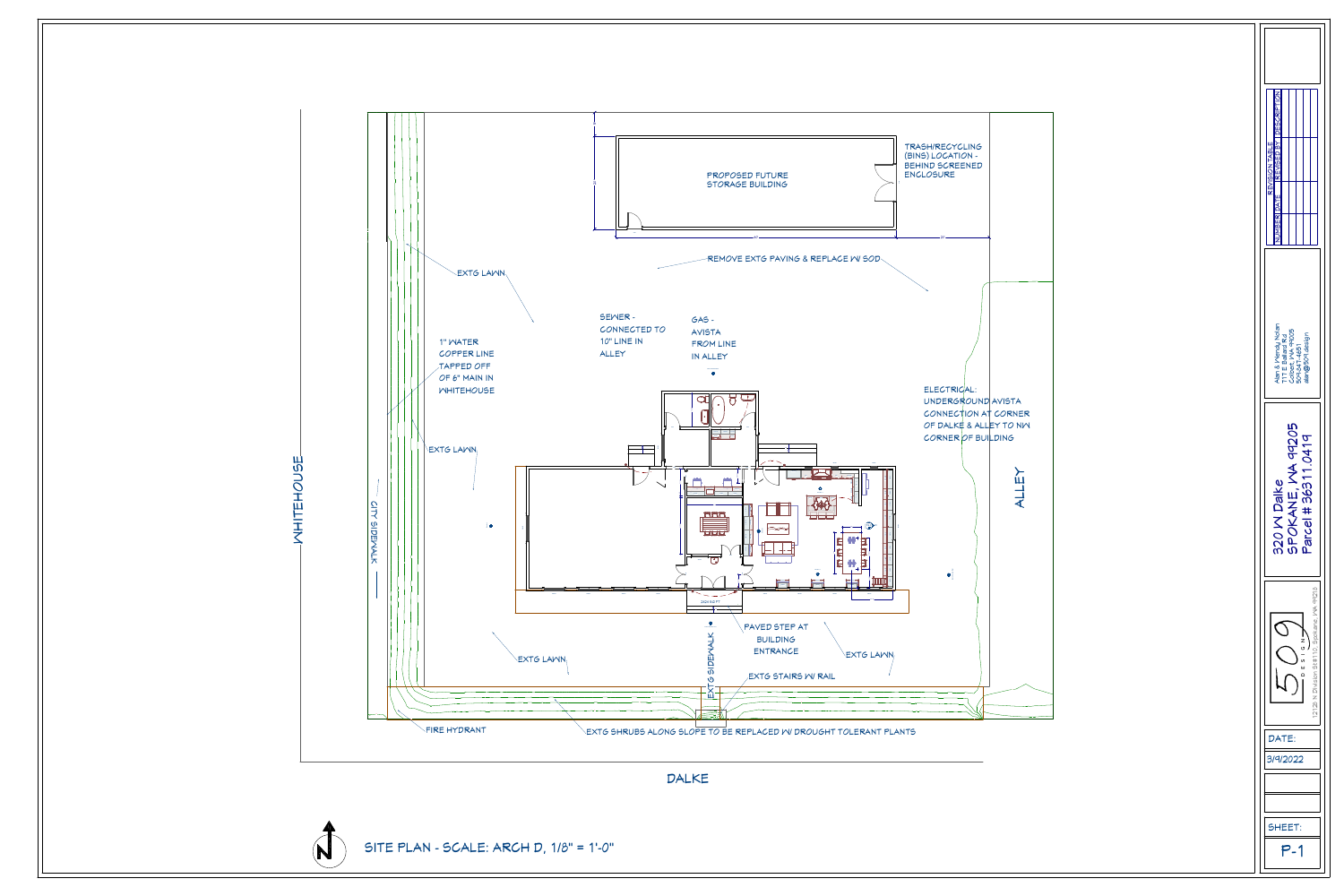# SITE PLAN - SCALE: ARCH D, 1/8" = 1'-0"

PROPOSED FUTURE STORAGE BUILDING

TRASH/RECYCLING (BINS) LOCATION - BEHIND SCREENED ENCLOSURE

REMOVE EXTG PAVING & REPLACE W/ SOD

EXTG LAWN

SEWER - CONNECTED TO 10" LINE IN ALLEY

GAS - AVISTA FROM LINE IN ALLEY

1" WATER COPPER LINE TAPPED OFF OF 6" MAIN IN WHITEHOUSE

ELECTRICAL: UNDERGROUND AVISTA CONNECTION AT CORNER OF DALKE & ALLEY TO NW CORNER OF BUILDING

EXTG LAWN

CITY SIDEWALK

PAVED STEP AT BUILDING ENTRANCE

EXTG LAWN

EXTG LAWN

EXTG SIDEWALK

EXTG STAIRS W/ RAIL

FIRE HYDRANT

EXTG SHRUBS ALONG SLOPE TO BE REPLACED W/ DROUGHT TOLERANT PLANTS

WHITEHOUSE

ALLEY

DALKE

N

| NUMBER | DATE | REVISED BY | DESCRIPTION |
|---|---|---|---|
| | | | |

REVISION TABLE

Alan & Wendy Nolan
111 E Ballard Rd
Colbert, WA 99005
509-347-4661
alan@509.design

320 W Dalke
SPOKANE, WA 99205
Parcel # 36311.0419

509 DESIGN
1212 N Division St #110, Spokane, WA 99210

DATE:
3/9/2022

SHEET:
P-1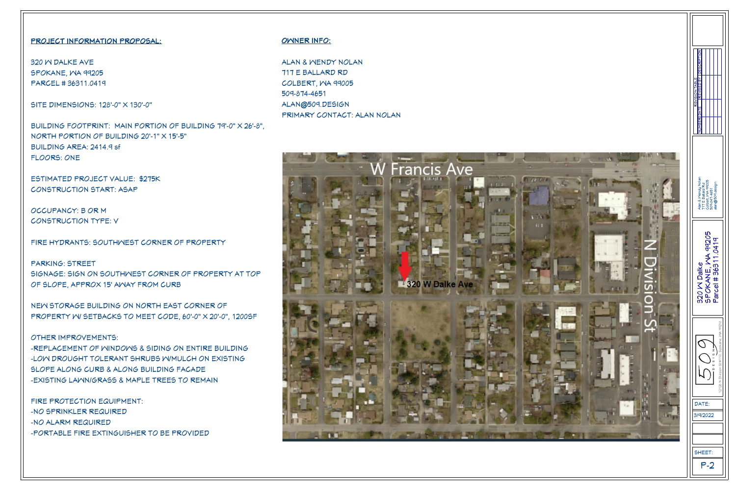## PROJECT INFORMATION PROPOSAL:

320 W DALKE AVE
SPOKANE, WA 99205
PARCEL # 36311.0419

SITE DIMENSIONS: 128'-0" X 130'-0"

BUILDING FOOTPRINT: MAIN PORTION OF BUILDING 79'-0" X 26'-8",
NORTH PORTION OF BUILDING 20'-1" X 15'-5"
BUILDING AREA: 2414.9 sf
FLOORS: ONE

ESTIMATED PROJECT VALUE: $275K
CONSTRUCTION START: ASAP

OCCUPANCY: B OR M
CONSTRUCTION TYPE: V

FIRE HYDRANTS: SOUTHWEST CORNER OF PROPERTY

PARKING: STREET
SIGNAGE: SIGN ON SOUTHWEST CORNER OF PROPERTY AT TOP OF SLOPE, APPROX 15' AWAY FROM CURB

NEW STORAGE BUILDING ON NORTH EAST CORNER OF PROPERTY W/ SETBACKS TO MEET CODE, 60'-0" X 20'-0", 1200SF

OTHER IMPROVEMENTS:
- REPLACEMENT OF WINDOWS & SIDING ON ENTIRE BUILDING
- LOW DROUGHT TOLERANT SHRUBS W/MULCH ON EXISTING SLOPE ALONG CURB & ALONG BUILDING FACADE
- EXISTING LAWN/GRASS & MAPLE TREES TO REMAIN

FIRE PROTECTION EQUIPMENT:
- NO SPRINKLER REQUIRED
- NO ALARM REQUIRED
- PORTABLE FIRE EXTINGUISHER TO BE PROVIDED

## OWNER INFO:

ALAN & WENDY NOLAN
717 E BALLARD RD
COLBERT, WA 99005
509-874-4651
ALAN@509.DESIGN
PRIMARY CONTACT: ALAN NOLAN

W Francis Ave
N Division St
320 W Dalke Ave

| REVISION TABLE | | | |
|---|---|---|---|
| NUMBER | DATE | REVISED BY | DESCRIPTION |
| | | | |

Alan & Wendy Nolan
717 E Ballard Rd
Colbert, WA 99005
509-847-4651
alan@509.design

320 W Dalke
SPOKANE, WA 99205
Parcel # 36311.0419

509 DESIGN
12121 N Division St #110, Spokane, WA 99218

DATE: 3/9/2022

SHEET: P-2